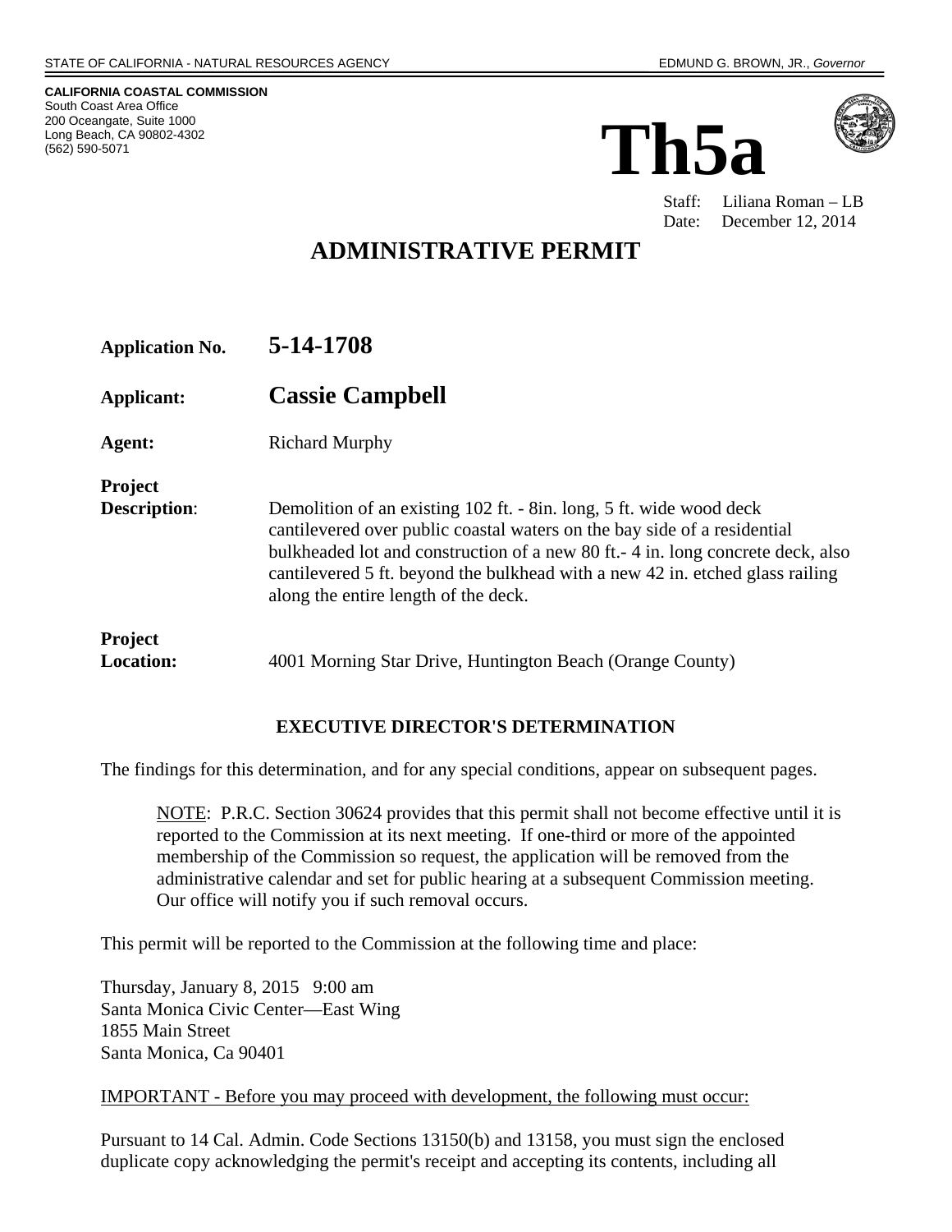STATE OF CALIFORNIA - NATURAL RESOURCES AGENCY EDMUND G. BROWN, JR., *Governor*

**CALIFORNIA COASTAL COMMISSION**
South Coast Area Office
200 Oceangate, Suite 1000
Long Beach, CA 90802-4302
(562) 590-5071

# Th5a

Staff: Liliana Roman – LB
Date: December 12, 2014

## ADMINISTRATIVE PERMIT

**Application No.** **5-14-1708**

**Applicant:** **Cassie Campbell**

**Agent:** Richard Murphy

**Project Description**: Demolition of an existing 102 ft. - 8in. long, 5 ft. wide wood deck cantilevered over public coastal waters on the bay side of a residential bulkheaded lot and construction of a new 80 ft.- 4 in. long concrete deck, also cantilevered 5 ft. beyond the bulkhead with a new 42 in. etched glass railing along the entire length of the deck.

**Project Location:** 4001 Morning Star Drive, Huntington Beach (Orange County)

### EXECUTIVE DIRECTOR'S DETERMINATION

The findings for this determination, and for any special conditions, appear on subsequent pages.

> NOTE: P.R.C. Section 30624 provides that this permit shall not become effective until it is reported to the Commission at its next meeting. If one-third or more of the appointed membership of the Commission so request, the application will be removed from the administrative calendar and set for public hearing at a subsequent Commission meeting. Our office will notify you if such removal occurs.

This permit will be reported to the Commission at the following time and place:

Thursday, January 8, 2015 9:00 am
Santa Monica Civic Center—East Wing
1855 Main Street
Santa Monica, Ca 90401

IMPORTANT - Before you may proceed with development, the following must occur:

Pursuant to 14 Cal. Admin. Code Sections 13150(b) and 13158, you must sign the enclosed duplicate copy acknowledging the permit's receipt and accepting its contents, including all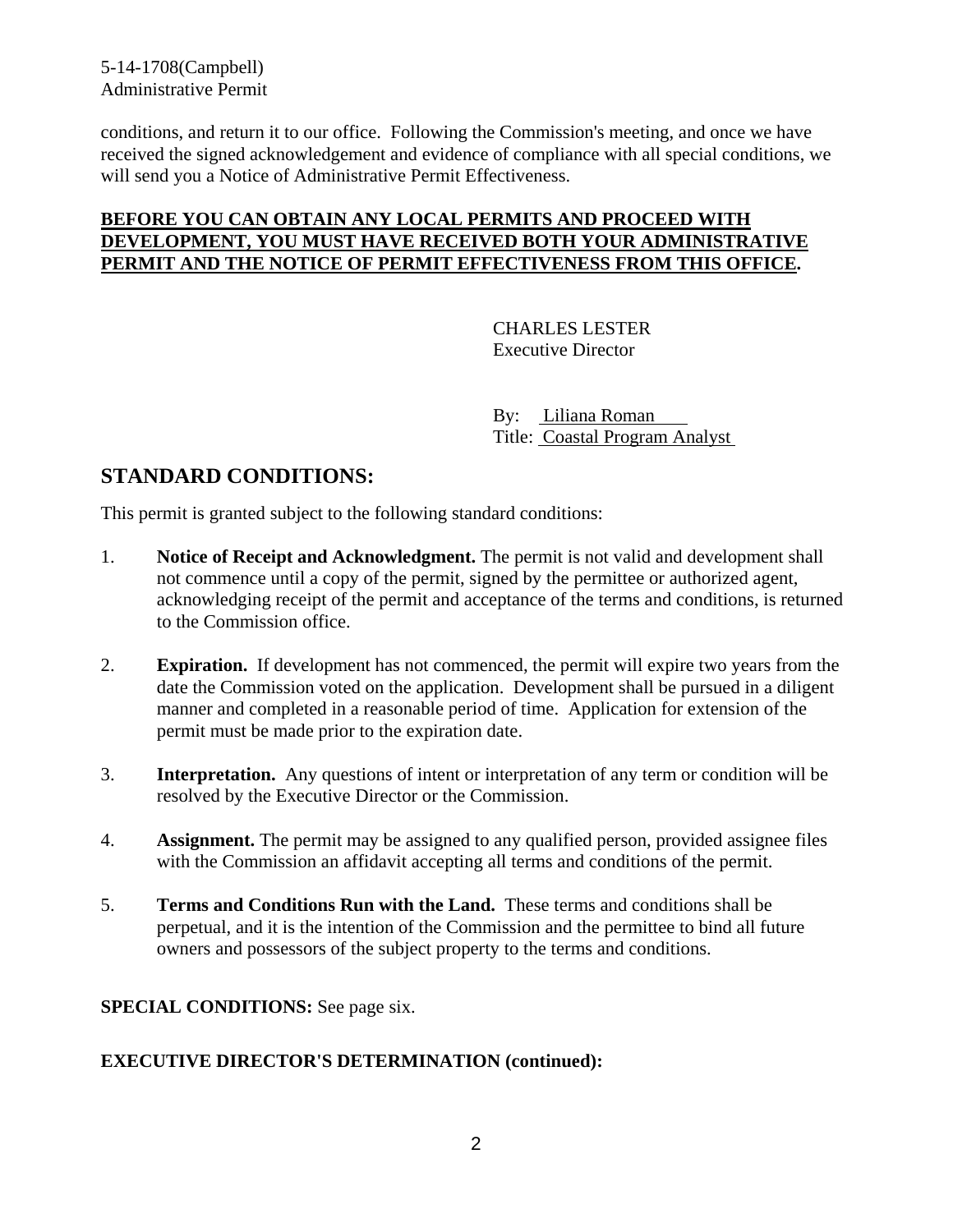conditions, and return it to our office. Following the Commission's meeting, and once we have received the signed acknowledgement and evidence of compliance with all special conditions, we will send you a Notice of Administrative Permit Effectiveness.

**BEFORE YOU CAN OBTAIN ANY LOCAL PERMITS AND PROCEED WITH DEVELOPMENT, YOU MUST HAVE RECEIVED BOTH YOUR ADMINISTRATIVE PERMIT AND THE NOTICE OF PERMIT EFFECTIVENESS FROM THIS OFFICE.**

CHARLES LESTER
Executive Director

By: Liliana Roman
Title: Coastal Program Analyst

## STANDARD CONDITIONS:

This permit is granted subject to the following standard conditions:

1. **Notice of Receipt and Acknowledgment.** The permit is not valid and development shall not commence until a copy of the permit, signed by the permittee or authorized agent, acknowledging receipt of the permit and acceptance of the terms and conditions, is returned to the Commission office.

2. **Expiration.** If development has not commenced, the permit will expire two years from the date the Commission voted on the application. Development shall be pursued in a diligent manner and completed in a reasonable period of time. Application for extension of the permit must be made prior to the expiration date.

3. **Interpretation.** Any questions of intent or interpretation of any term or condition will be resolved by the Executive Director or the Commission.

4. **Assignment.** The permit may be assigned to any qualified person, provided assignee files with the Commission an affidavit accepting all terms and conditions of the permit.

5. **Terms and Conditions Run with the Land.** These terms and conditions shall be perpetual, and it is the intention of the Commission and the permittee to bind all future owners and possessors of the subject property to the terms and conditions.

**SPECIAL CONDITIONS:** See page six.

**EXECUTIVE DIRECTOR'S DETERMINATION (continued):**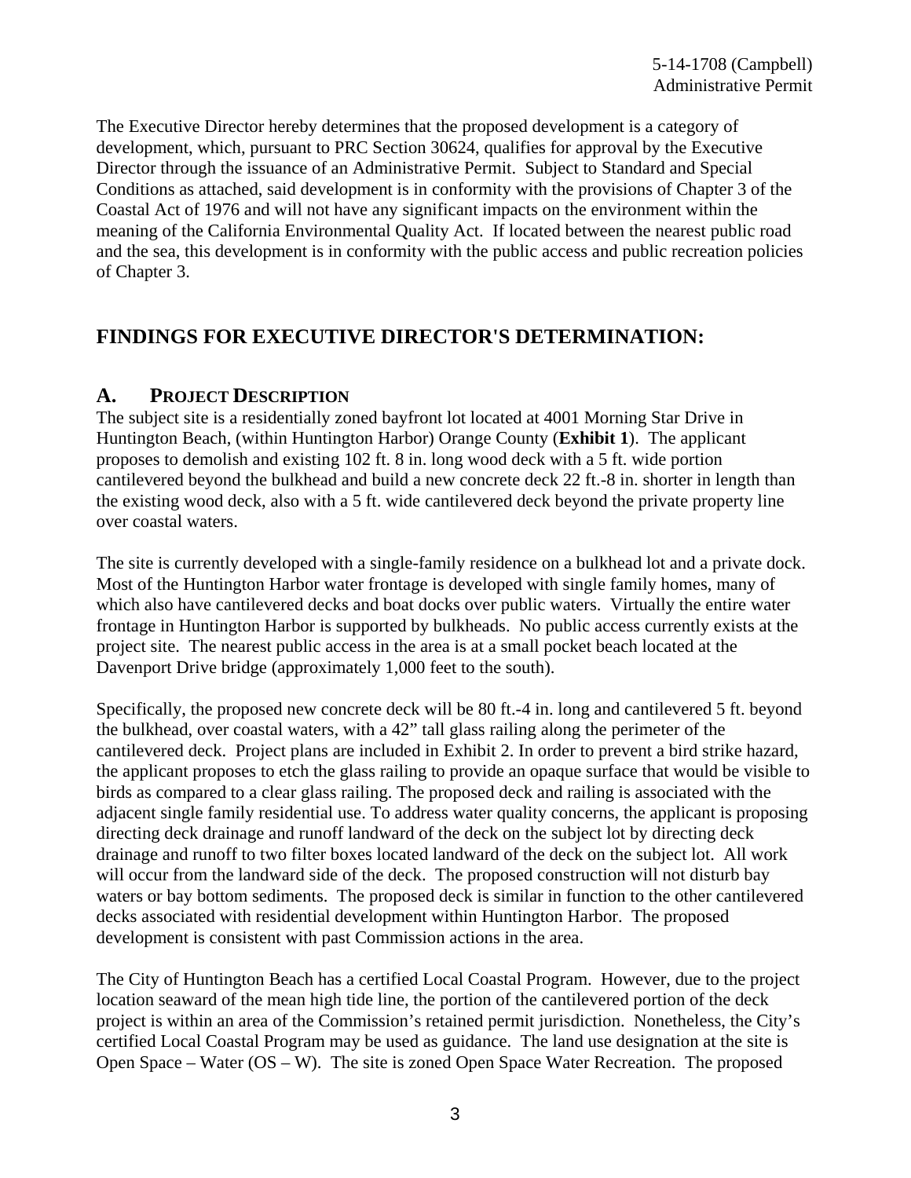The Executive Director hereby determines that the proposed development is a category of development, which, pursuant to PRC Section 30624, qualifies for approval by the Executive Director through the issuance of an Administrative Permit. Subject to Standard and Special Conditions as attached, said development is in conformity with the provisions of Chapter 3 of the Coastal Act of 1976 and will not have any significant impacts on the environment within the meaning of the California Environmental Quality Act. If located between the nearest public road and the sea, this development is in conformity with the public access and public recreation policies of Chapter 3.

## FINDINGS FOR EXECUTIVE DIRECTOR'S DETERMINATION:

### A. PROJECT DESCRIPTION

The subject site is a residentially zoned bayfront lot located at 4001 Morning Star Drive in Huntington Beach, (within Huntington Harbor) Orange County (**Exhibit 1**). The applicant proposes to demolish and existing 102 ft. 8 in. long wood deck with a 5 ft. wide portion cantilevered beyond the bulkhead and build a new concrete deck 22 ft.-8 in. shorter in length than the existing wood deck, also with a 5 ft. wide cantilevered deck beyond the private property line over coastal waters.

The site is currently developed with a single-family residence on a bulkhead lot and a private dock. Most of the Huntington Harbor water frontage is developed with single family homes, many of which also have cantilevered decks and boat docks over public waters. Virtually the entire water frontage in Huntington Harbor is supported by bulkheads. No public access currently exists at the project site. The nearest public access in the area is at a small pocket beach located at the Davenport Drive bridge (approximately 1,000 feet to the south).

Specifically, the proposed new concrete deck will be 80 ft.-4 in. long and cantilevered 5 ft. beyond the bulkhead, over coastal waters, with a 42" tall glass railing along the perimeter of the cantilevered deck. Project plans are included in Exhibit 2. In order to prevent a bird strike hazard, the applicant proposes to etch the glass railing to provide an opaque surface that would be visible to birds as compared to a clear glass railing. The proposed deck and railing is associated with the adjacent single family residential use. To address water quality concerns, the applicant is proposing directing deck drainage and runoff landward of the deck on the subject lot by directing deck drainage and runoff to two filter boxes located landward of the deck on the subject lot. All work will occur from the landward side of the deck. The proposed construction will not disturb bay waters or bay bottom sediments. The proposed deck is similar in function to the other cantilevered decks associated with residential development within Huntington Harbor. The proposed development is consistent with past Commission actions in the area.

The City of Huntington Beach has a certified Local Coastal Program. However, due to the project location seaward of the mean high tide line, the portion of the cantilevered portion of the deck project is within an area of the Commission's retained permit jurisdiction. Nonetheless, the City's certified Local Coastal Program may be used as guidance. The land use designation at the site is Open Space – Water (OS – W). The site is zoned Open Space Water Recreation. The proposed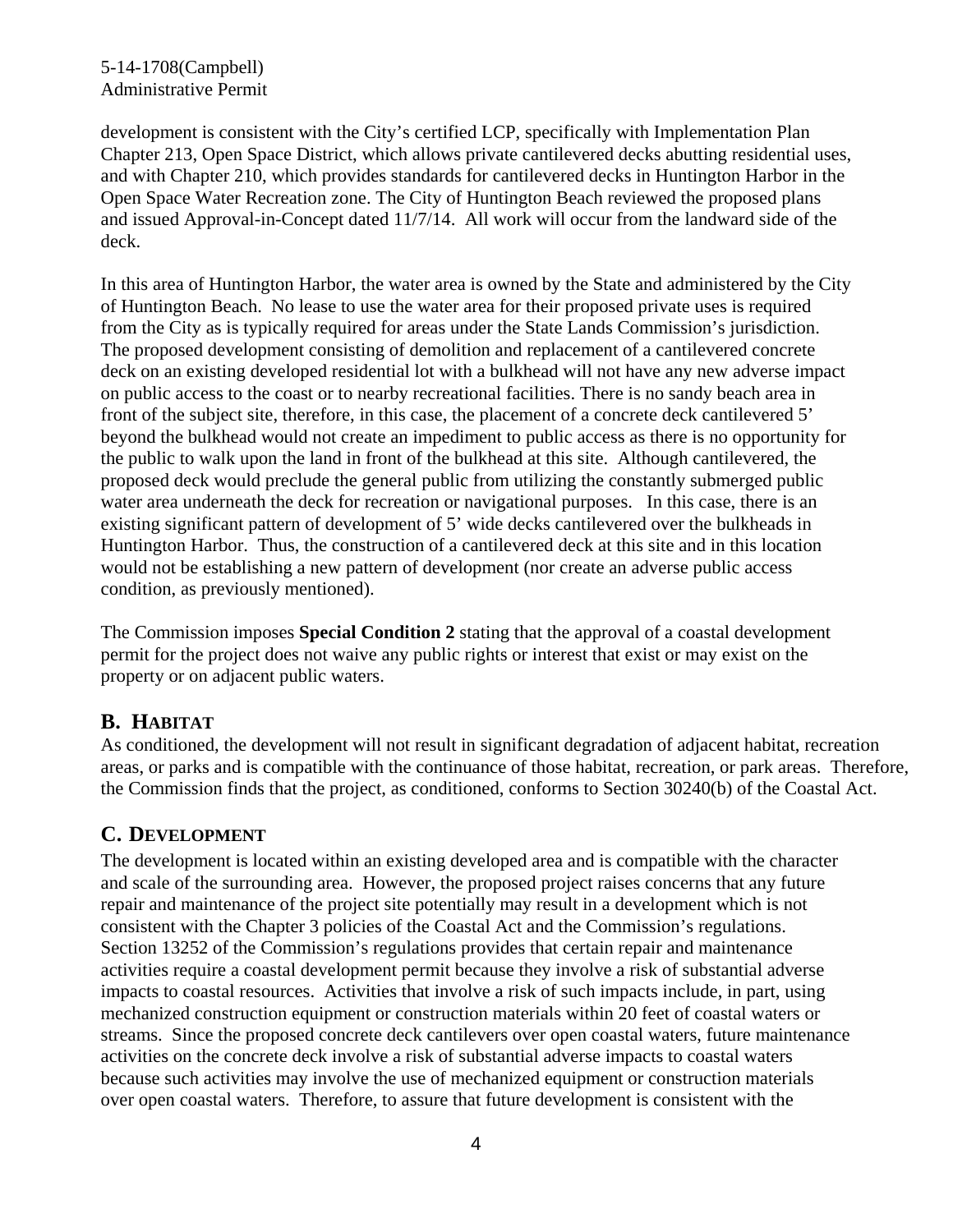development is consistent with the City's certified LCP, specifically with Implementation Plan Chapter 213, Open Space District, which allows private cantilevered decks abutting residential uses, and with Chapter 210, which provides standards for cantilevered decks in Huntington Harbor in the Open Space Water Recreation zone. The City of Huntington Beach reviewed the proposed plans and issued Approval-in-Concept dated 11/7/14. All work will occur from the landward side of the deck.

In this area of Huntington Harbor, the water area is owned by the State and administered by the City of Huntington Beach. No lease to use the water area for their proposed private uses is required from the City as is typically required for areas under the State Lands Commission's jurisdiction. The proposed development consisting of demolition and replacement of a cantilevered concrete deck on an existing developed residential lot with a bulkhead will not have any new adverse impact on public access to the coast or to nearby recreational facilities. There is no sandy beach area in front of the subject site, therefore, in this case, the placement of a concrete deck cantilevered 5' beyond the bulkhead would not create an impediment to public access as there is no opportunity for the public to walk upon the land in front of the bulkhead at this site. Although cantilevered, the proposed deck would preclude the general public from utilizing the constantly submerged public water area underneath the deck for recreation or navigational purposes. In this case, there is an existing significant pattern of development of 5' wide decks cantilevered over the bulkheads in Huntington Harbor. Thus, the construction of a cantilevered deck at this site and in this location would not be establishing a new pattern of development (nor create an adverse public access condition, as previously mentioned).

The Commission imposes **Special Condition 2** stating that the approval of a coastal development permit for the project does not waive any public rights or interest that exist or may exist on the property or on adjacent public waters.

## B. HABITAT

As conditioned, the development will not result in significant degradation of adjacent habitat, recreation areas, or parks and is compatible with the continuance of those habitat, recreation, or park areas. Therefore, the Commission finds that the project, as conditioned, conforms to Section 30240(b) of the Coastal Act.

## C. DEVELOPMENT

The development is located within an existing developed area and is compatible with the character and scale of the surrounding area. However, the proposed project raises concerns that any future repair and maintenance of the project site potentially may result in a development which is not consistent with the Chapter 3 policies of the Coastal Act and the Commission's regulations. Section 13252 of the Commission's regulations provides that certain repair and maintenance activities require a coastal development permit because they involve a risk of substantial adverse impacts to coastal resources. Activities that involve a risk of such impacts include, in part, using mechanized construction equipment or construction materials within 20 feet of coastal waters or streams. Since the proposed concrete deck cantilevers over open coastal waters, future maintenance activities on the concrete deck involve a risk of substantial adverse impacts to coastal waters because such activities may involve the use of mechanized equipment or construction materials over open coastal waters. Therefore, to assure that future development is consistent with the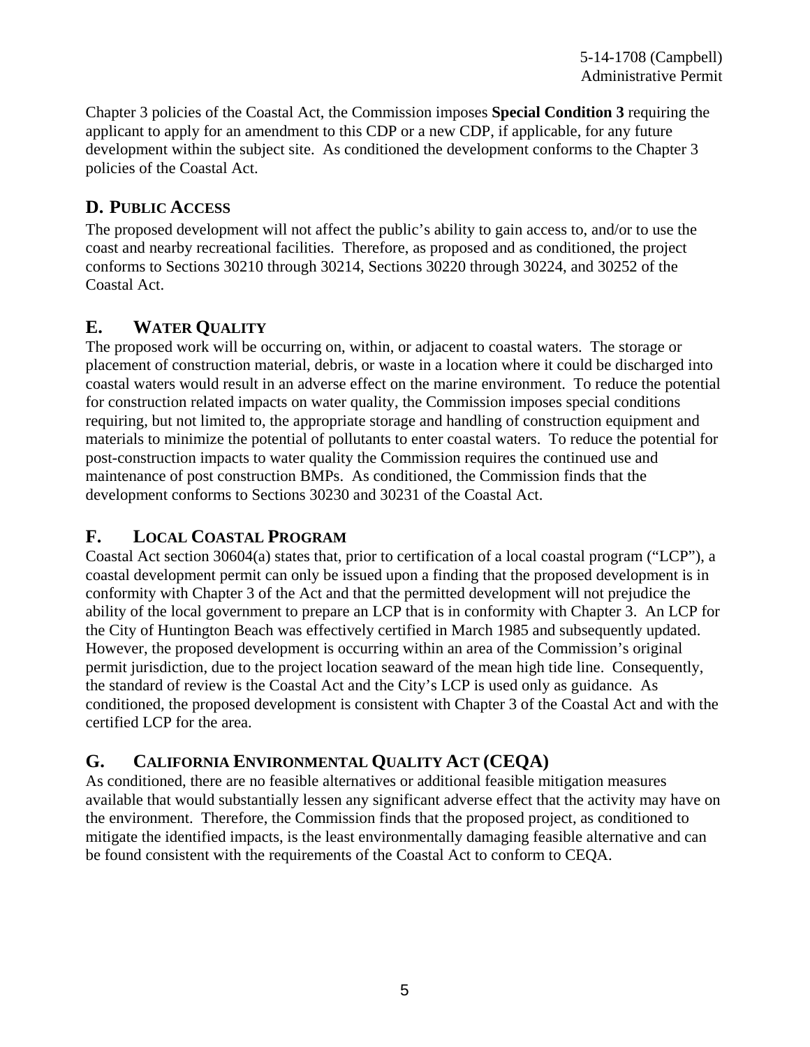Chapter 3 policies of the Coastal Act, the Commission imposes **Special Condition 3** requiring the applicant to apply for an amendment to this CDP or a new CDP, if applicable, for any future development within the subject site. As conditioned the development conforms to the Chapter 3 policies of the Coastal Act.

## D. PUBLIC ACCESS

The proposed development will not affect the public's ability to gain access to, and/or to use the coast and nearby recreational facilities. Therefore, as proposed and as conditioned, the project conforms to Sections 30210 through 30214, Sections 30220 through 30224, and 30252 of the Coastal Act.

## E. WATER QUALITY

The proposed work will be occurring on, within, or adjacent to coastal waters. The storage or placement of construction material, debris, or waste in a location where it could be discharged into coastal waters would result in an adverse effect on the marine environment. To reduce the potential for construction related impacts on water quality, the Commission imposes special conditions requiring, but not limited to, the appropriate storage and handling of construction equipment and materials to minimize the potential of pollutants to enter coastal waters. To reduce the potential for post-construction impacts to water quality the Commission requires the continued use and maintenance of post construction BMPs. As conditioned, the Commission finds that the development conforms to Sections 30230 and 30231 of the Coastal Act.

## F. LOCAL COASTAL PROGRAM

Coastal Act section 30604(a) states that, prior to certification of a local coastal program ("LCP"), a coastal development permit can only be issued upon a finding that the proposed development is in conformity with Chapter 3 of the Act and that the permitted development will not prejudice the ability of the local government to prepare an LCP that is in conformity with Chapter 3. An LCP for the City of Huntington Beach was effectively certified in March 1985 and subsequently updated. However, the proposed development is occurring within an area of the Commission's original permit jurisdiction, due to the project location seaward of the mean high tide line. Consequently, the standard of review is the Coastal Act and the City's LCP is used only as guidance. As conditioned, the proposed development is consistent with Chapter 3 of the Coastal Act and with the certified LCP for the area.

## G. CALIFORNIA ENVIRONMENTAL QUALITY ACT (CEQA)

As conditioned, there are no feasible alternatives or additional feasible mitigation measures available that would substantially lessen any significant adverse effect that the activity may have on the environment. Therefore, the Commission finds that the proposed project, as conditioned to mitigate the identified impacts, is the least environmentally damaging feasible alternative and can be found consistent with the requirements of the Coastal Act to conform to CEQA.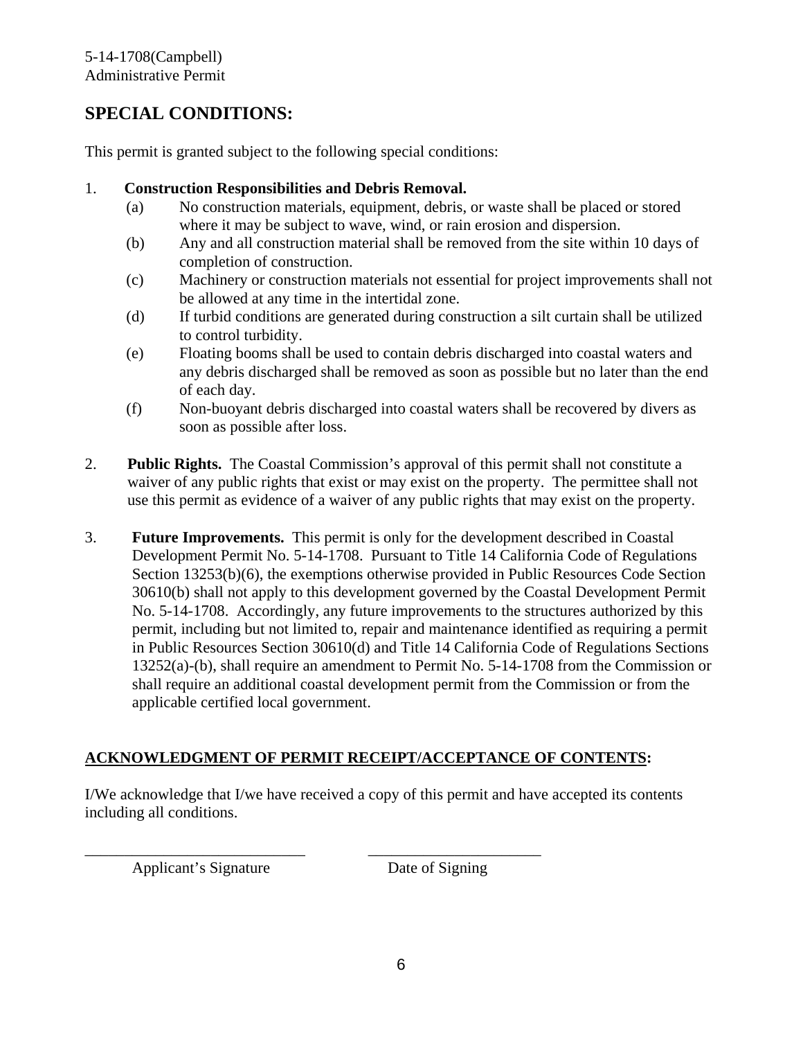## SPECIAL CONDITIONS:

This permit is granted subject to the following special conditions:

1. **Construction Responsibilities and Debris Removal.**
    - (a) No construction materials, equipment, debris, or waste shall be placed or stored where it may be subject to wave, wind, or rain erosion and dispersion.
    - (b) Any and all construction material shall be removed from the site within 10 days of completion of construction.
    - (c) Machinery or construction materials not essential for project improvements shall not be allowed at any time in the intertidal zone.
    - (d) If turbid conditions are generated during construction a silt curtain shall be utilized to control turbidity.
    - (e) Floating booms shall be used to contain debris discharged into coastal waters and any debris discharged shall be removed as soon as possible but no later than the end of each day.
    - (f) Non-buoyant debris discharged into coastal waters shall be recovered by divers as soon as possible after loss.

2. **Public Rights.** The Coastal Commission's approval of this permit shall not constitute a waiver of any public rights that exist or may exist on the property. The permittee shall not use this permit as evidence of a waiver of any public rights that may exist on the property.

3. **Future Improvements.** This permit is only for the development described in Coastal Development Permit No. 5-14-1708. Pursuant to Title 14 California Code of Regulations Section 13253(b)(6), the exemptions otherwise provided in Public Resources Code Section 30610(b) shall not apply to this development governed by the Coastal Development Permit No. 5-14-1708. Accordingly, any future improvements to the structures authorized by this permit, including but not limited to, repair and maintenance identified as requiring a permit in Public Resources Section 30610(d) and Title 14 California Code of Regulations Sections 13252(a)-(b), shall require an amendment to Permit No. 5-14-1708 from the Commission or shall require an additional coastal development permit from the Commission or from the applicable certified local government.

**ACKNOWLEDGMENT OF PERMIT RECEIPT/ACCEPTANCE OF CONTENTS:**

I/We acknowledge that I/we have received a copy of this permit and have accepted its contents including all conditions.

\_\_\_\_\_\_\_\_\_\_\_\_\_\_\_\_\_\_\_\_\_\_\_\_\_\_\_\_ \_\_\_\_\_\_\_\_\_\_\_\_\_\_\_\_\_\_\_\_\_\_

Applicant's Signature Date of Signing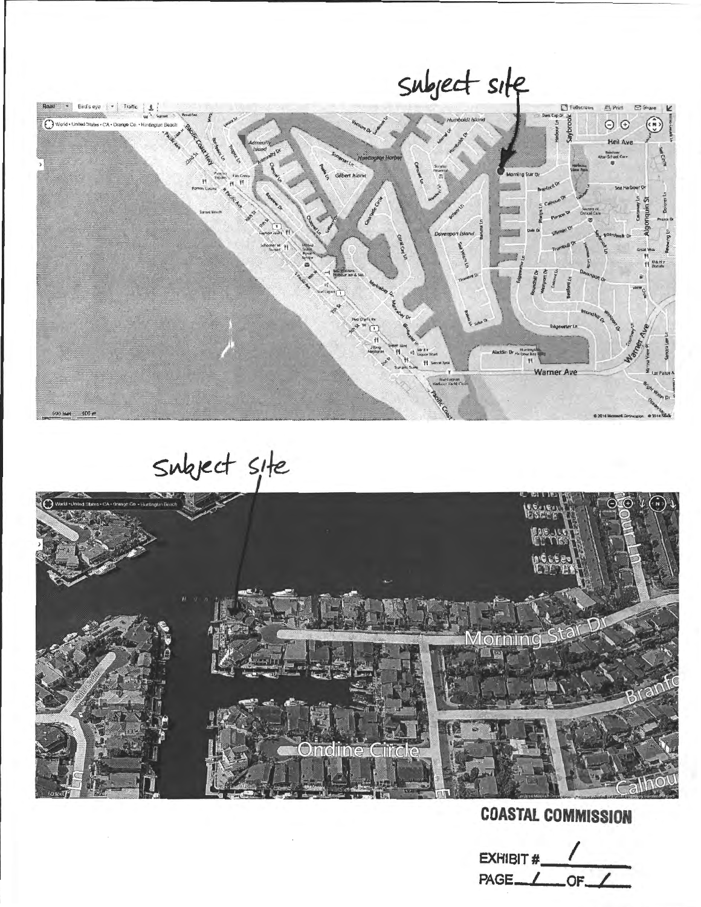subject site

subject site

**COASTAL COMMISSION**

EXHIBIT # 1

PAGE 1 OF 1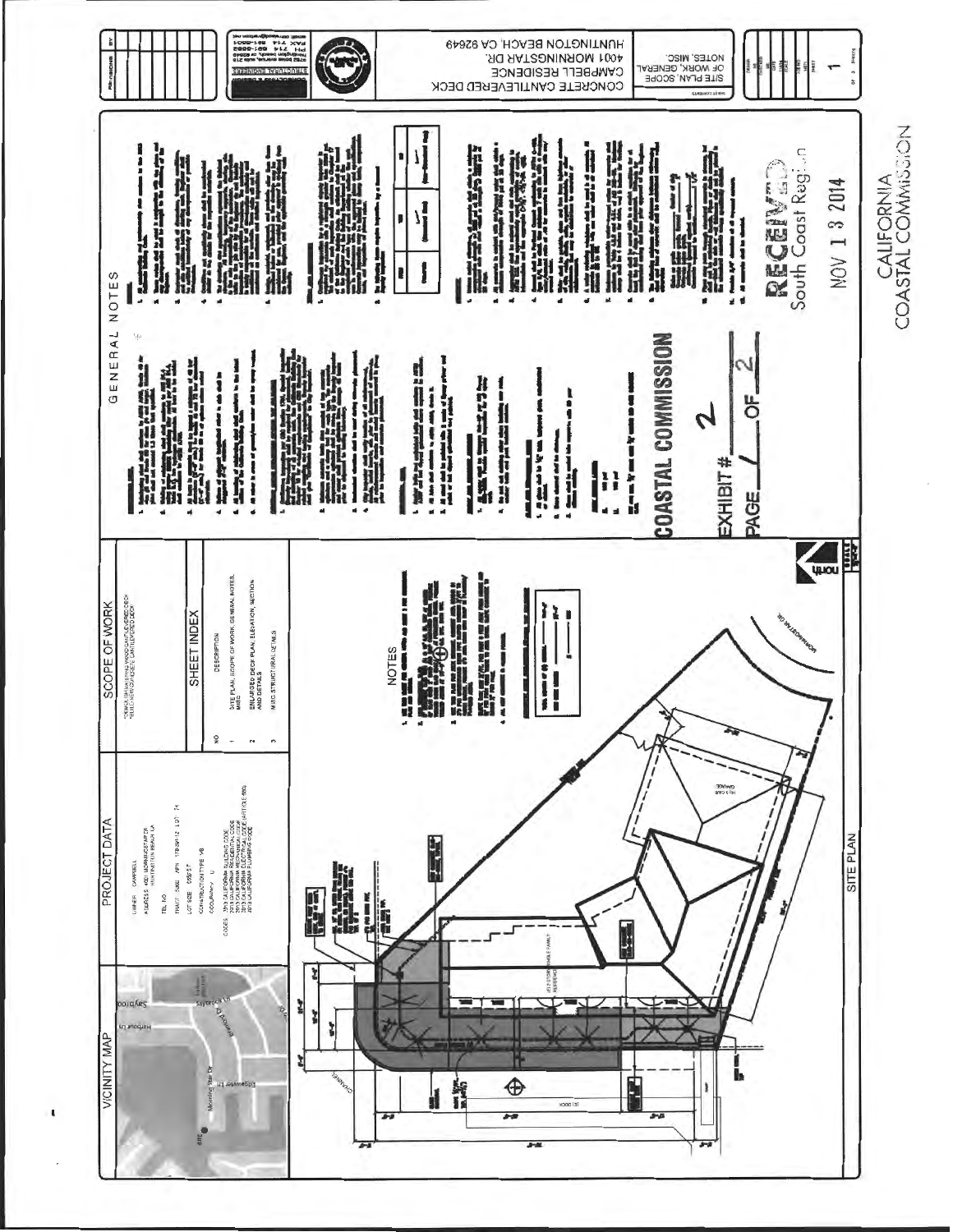## VICINITY MAP

## PROJECT DATA

OWNER: CAMPBELL

ADDRESS: 4001 MORNINGSTAR DR. HUNTINGTON BEACH, CA

TEL NO:

TRACT: 5880 APN: 178-691-12 LOT: 74

LOT SIZE: 6587 S.F.

CONSTRUCTION TYPE: VB

OCCUPANCY: U

CODES: 2013 CALIFORNIA BUILDING CODE, 2013 CALIFORNIA RESIDENTIAL CODE, 2013 CALIFORNIA MECHANICAL CODE, 2013 CALIFORNIA ELECTRICAL CODE, 2013 CALIFORNIA PLUMBING CODE

## SCOPE OF WORK

*DEMO EXISTING WOOD CANTILEVERED DECK
*BUILD NEW CONCRETE CANTILEVERED DECK

## SHEET INDEX

| NO | DESCRIPTION |
|---|---|
| 1 | SITE PLAN, SCOPE OF WORK, GENERAL NOTES, MISC. |
| 2 | ENLARGED DECK PLAN, ELEVATION, SECTION AND DETAILS |
| 3 | MISC STRUCTURAL DETAILS |

## NOTES

## SITE PLAN

## GENERAL NOTES

**COASTAL COMMISSION**

EXHIBIT # 2

PAGE 1 OF 2

RECEIVED
South Coast Region

NOV 13 2014

CALIFORNIA
COASTAL COMMISSION

CONCRETE CANTILEVERED DECK
CAMPBELL RESIDENCE
4001 MORNINGSTAR DR.
HUNTINGTON BEACH, CA 92649

SITE PLAN, SCOPE OF WORK, GENERAL NOTES, MISC.

SHEET 1 OF 3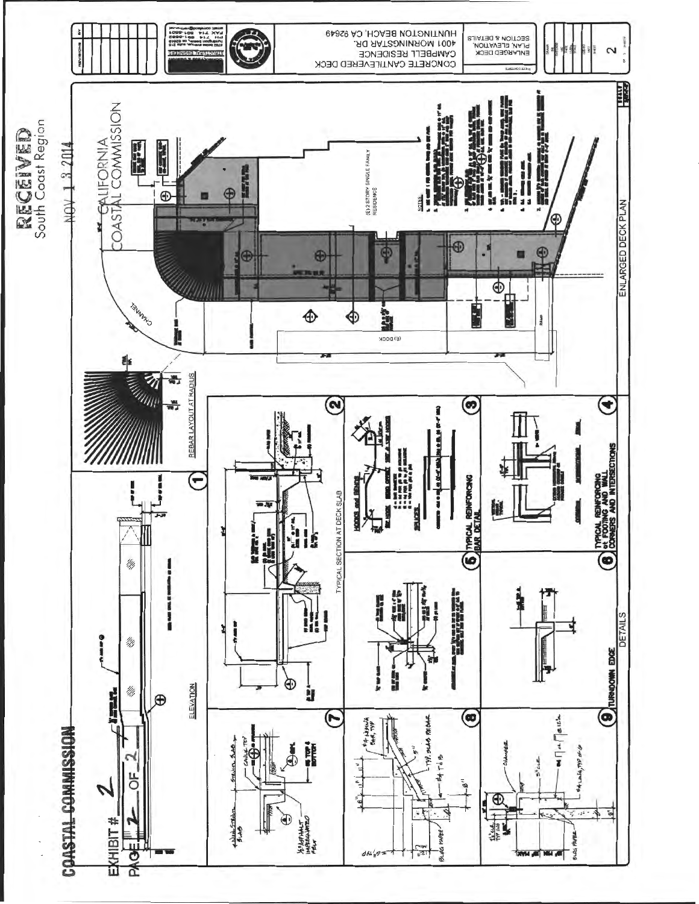RECEIVED
South Coast Region

NOV 1 3 2014

CALIFORNIA
COASTAL COMMISSION

COASTAL COMMISSION

EXHIBIT # 2

PAGE 2 OF 2

CONCRETE CANTILEVERED DECK
CAMPBELL RESIDENCE
4001 MORNINGSTAR DR.
HUNTINGTON BEACH, CA 92649

ENLARGED DECK
PLAN, ELEVATION,
SECTION & DETAILS

ENLARGED DECK PLAN

(E) 2 STORY SINGLE FAMILY RESIDENCE

(E) DOCK

CHANNEL

RAMP

NOTES:

REBAR LAYOUT AT RADIUS

ELEVATION

DETAILS

TYPICAL SECTION AT DECK SLAB

TYPICAL REINFORCING BAR DETAIL

TYPICAL REINFORCING at FOOTING AND WALL CORNERS AND INTERSECTIONS

TURNDOWN EDGE

HOOKS and BENDS

SPLICES

STRUCT. SLAB

CANTILEVER

1/2" ASPHALT IMPREGNATED FELT

#4 W/HAIRPIN BAR, TYP

TYP. SLAB REBAR

#4 T & B

BLDG PAPER

CHAMFER

#4 @ 12

BLDG PAPER